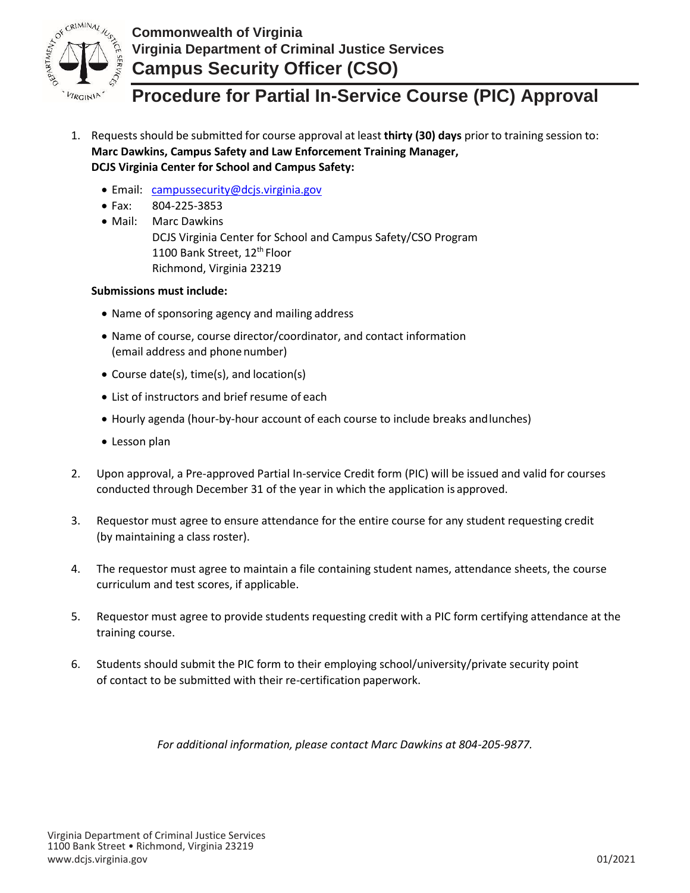**Commonwealth of Virginia**
**Virginia Department of Criminal Justice Services**
**Campus Security Officer (CSO)**

# Procedure for Partial In-Service Course (PIC) Approval

1. Requests should be submitted for course approval at least **thirty (30) days** prior to training session to:
   **Marc Dawkins, Campus Safety and Law Enforcement Training Manager,**
   **DCJS Virginia Center for School and Campus Safety:**

   - Email: campussecurity@dcjs.virginia.gov
   - Fax: 804-225-3853
   - Mail: Marc Dawkins
     DCJS Virginia Center for School and Campus Safety/CSO Program
     1100 Bank Street, 12th Floor
     Richmond, Virginia 23219

   **Submissions must include:**

   - Name of sponsoring agency and mailing address
   - Name of course, course director/coordinator, and contact information (email address and phone number)
   - Course date(s), time(s), and location(s)
   - List of instructors and brief resume of each
   - Hourly agenda (hour-by-hour account of each course to include breaks and lunches)
   - Lesson plan

2. Upon approval, a Pre-approved Partial In-service Credit form (PIC) will be issued and valid for courses conducted through December 31 of the year in which the application is approved.

3. Requestor must agree to ensure attendance for the entire course for any student requesting credit (by maintaining a class roster).

4. The requestor must agree to maintain a file containing student names, attendance sheets, the course curriculum and test scores, if applicable.

5. Requestor must agree to provide students requesting credit with a PIC form certifying attendance at the training course.

6. Students should submit the PIC form to their employing school/university/private security point of contact to be submitted with their re-certification paperwork.

*For additional information, please contact Marc Dawkins at 804-205-9877.*

Virginia Department of Criminal Justice Services
1100 Bank Street • Richmond, Virginia 23219
www.dcjs.virginia.gov

01/2021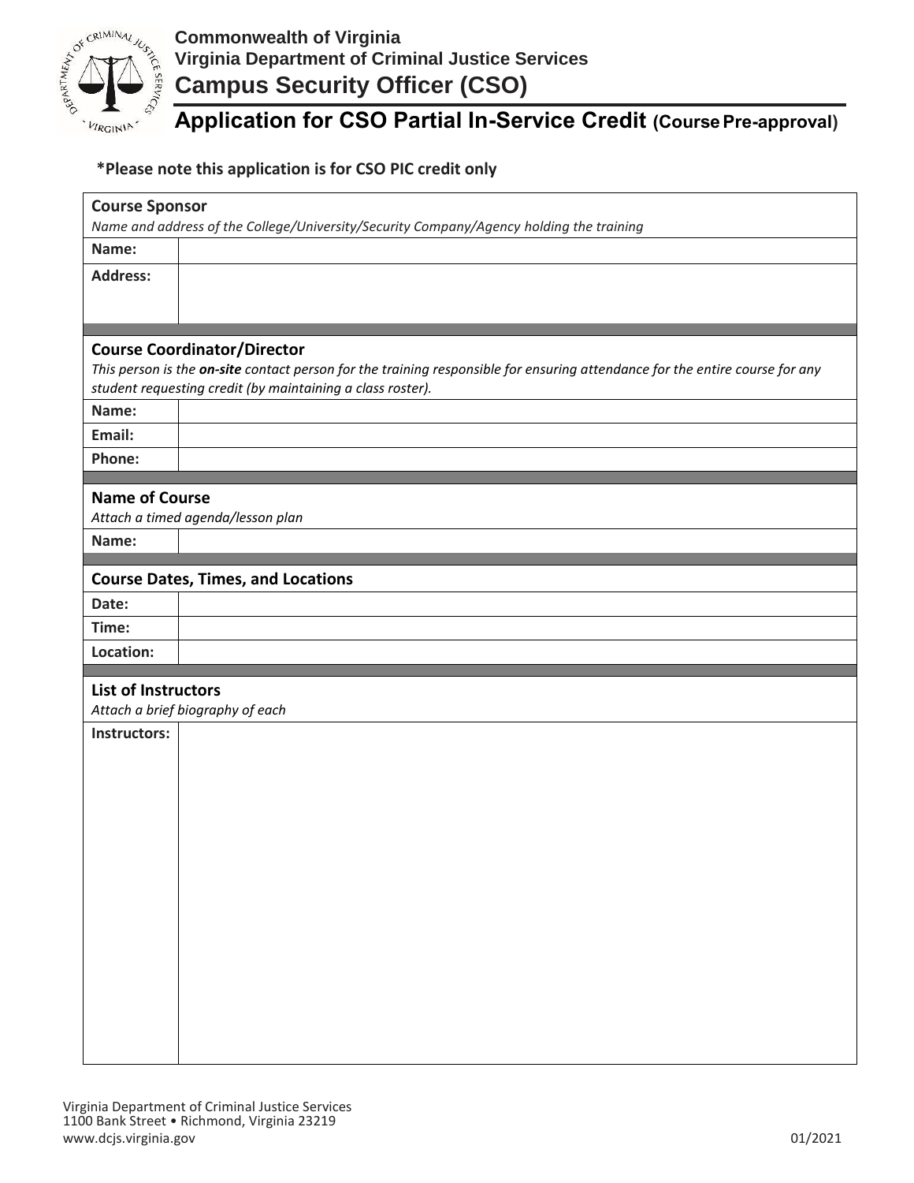Commonwealth of Virginia
Virginia Department of Criminal Justice Services

# Campus Security Officer (CSO)

## Application for CSO Partial In-Service Credit (Course Pre-approval)

**\*Please note this application is for CSO PIC credit only**

| | |
|---|---|
| **Course Sponsor**<br>*Name and address of the College/University/Security Company/Agency holding the training* | |
| **Name:** | |
| **Address:** | |
| **Course Coordinator/Director**<br>*This person is the **on-site** contact person for the training responsible for ensuring attendance for the entire course for any student requesting credit (by maintaining a class roster).* | |
| **Name:** | |
| **Email:** | |
| **Phone:** | |
| **Name of Course**<br>*Attach a timed agenda/lesson plan* | |
| **Name:** | |
| **Course Dates, Times, and Locations** | |
| **Date:** | |
| **Time:** | |
| **Location:** | |
| **List of Instructors**<br>*Attach a brief biography of each* | |
| **Instructors:** | |

Virginia Department of Criminal Justice Services
1100 Bank Street • Richmond, Virginia 23219
www.dcjs.virginia.gov

01/2021